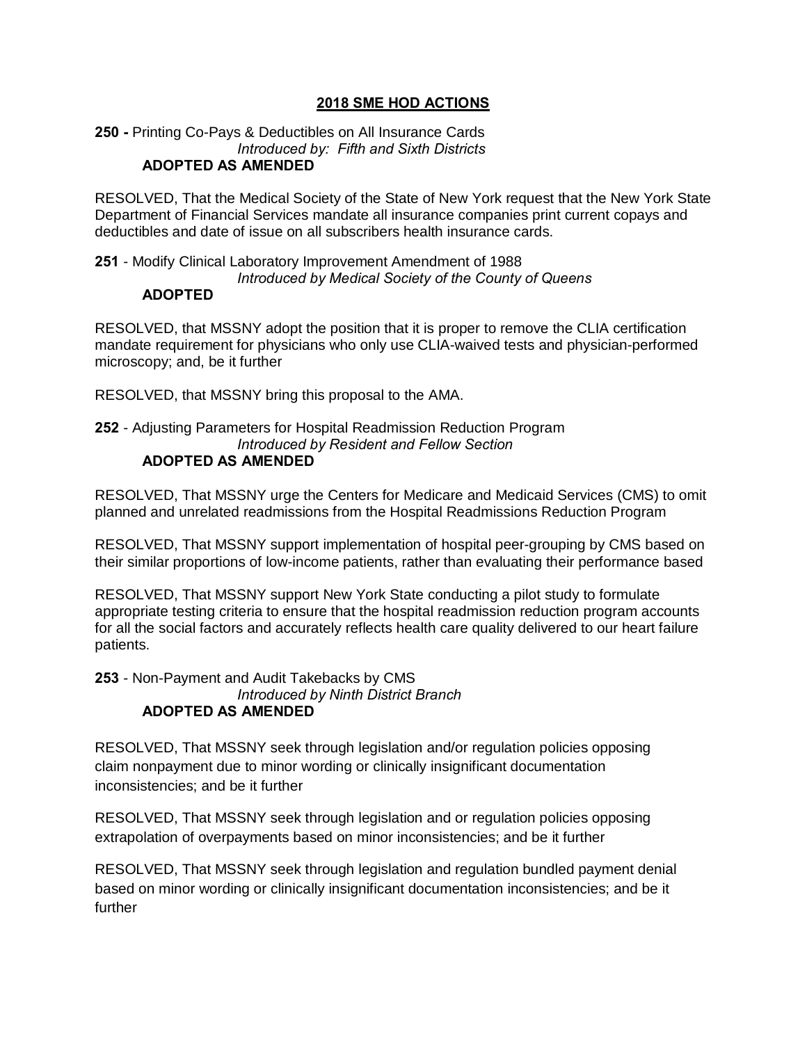# 2018 SME HOD ACTIONS

**250 -** Printing Co-Pays & Deductibles on All Insurance Cards
*Introduced by: Fifth and Sixth Districts*
**ADOPTED AS AMENDED**

RESOLVED, That the Medical Society of the State of New York request that the New York State Department of Financial Services mandate all insurance companies print current copays and deductibles and date of issue on all subscribers health insurance cards.

**251** - Modify Clinical Laboratory Improvement Amendment of 1988
*Introduced by Medical Society of the County of Queens*
**ADOPTED**

RESOLVED, that MSSNY adopt the position that it is proper to remove the CLIA certification mandate requirement for physicians who only use CLIA-waived tests and physician-performed microscopy; and, be it further

RESOLVED, that MSSNY bring this proposal to the AMA.

**252** - Adjusting Parameters for Hospital Readmission Reduction Program
*Introduced by Resident and Fellow Section*
**ADOPTED AS AMENDED**

RESOLVED, That MSSNY urge the Centers for Medicare and Medicaid Services (CMS) to omit planned and unrelated readmissions from the Hospital Readmissions Reduction Program

RESOLVED, That MSSNY support implementation of hospital peer-grouping by CMS based on their similar proportions of low-income patients, rather than evaluating their performance based

RESOLVED, That MSSNY support New York State conducting a pilot study to formulate appropriate testing criteria to ensure that the hospital readmission reduction program accounts for all the social factors and accurately reflects health care quality delivered to our heart failure patients.

**253** - Non-Payment and Audit Takebacks by CMS
*Introduced by Ninth District Branch*
**ADOPTED AS AMENDED**

RESOLVED, That MSSNY seek through legislation and/or regulation policies opposing claim nonpayment due to minor wording or clinically insignificant documentation inconsistencies; and be it further

RESOLVED, That MSSNY seek through legislation and or regulation policies opposing extrapolation of overpayments based on minor inconsistencies; and be it further

RESOLVED, That MSSNY seek through legislation and regulation bundled payment denial based on minor wording or clinically insignificant documentation inconsistencies; and be it further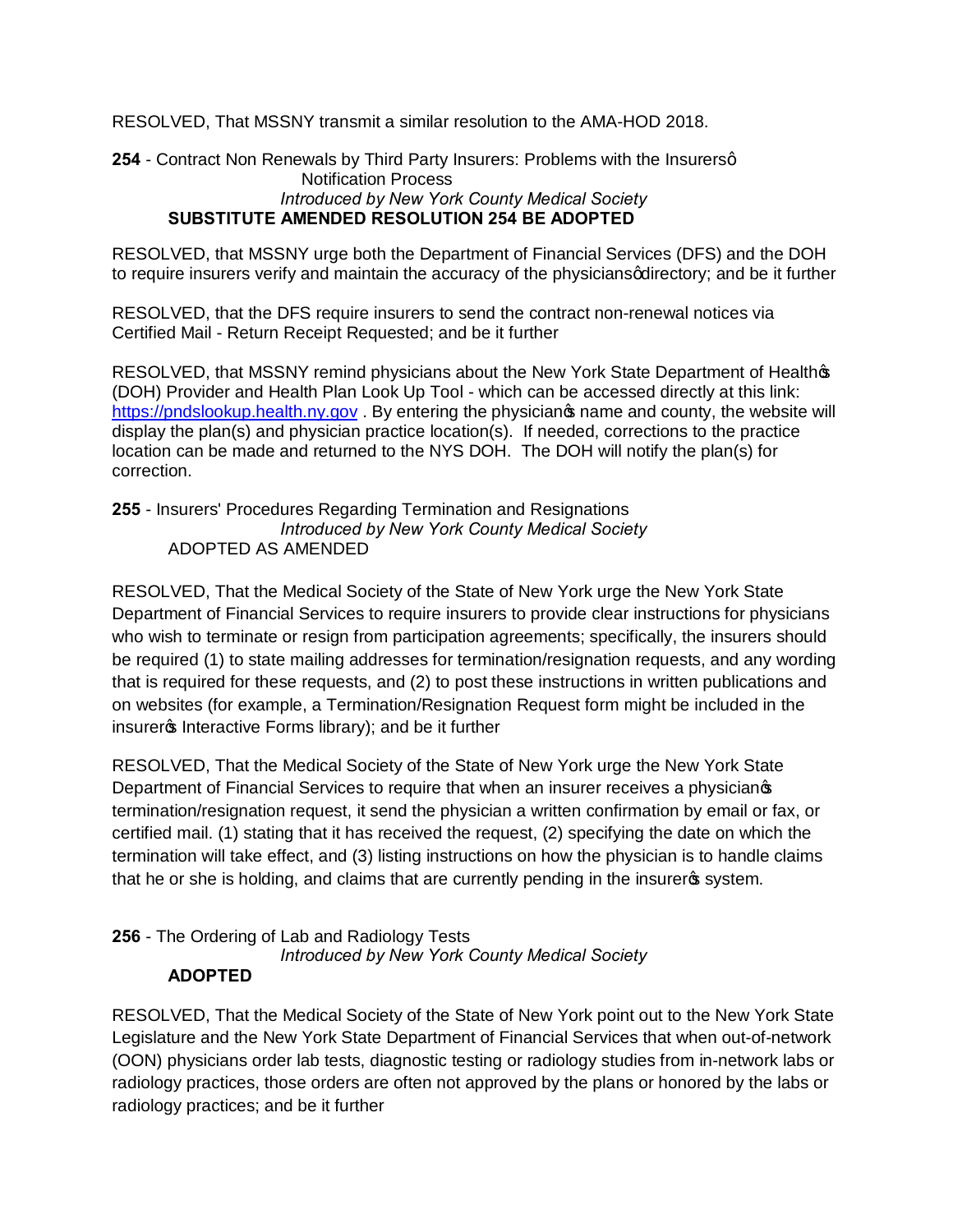RESOLVED, That MSSNY transmit a similar resolution to the AMA-HOD 2018.

**254** - Contract Non Renewals by Third Party Insurers: Problems with the Insurersô Notification Process
*Introduced by New York County Medical Society*
**SUBSTITUTE AMENDED RESOLUTION 254 BE ADOPTED**

RESOLVED, that MSSNY urge both the Department of Financial Services (DFS) and the DOH to require insurers verify and maintain the accuracy of the physiciansq directory; and be it further

RESOLVED, that the DFS require insurers to send the contract non-renewal notices via Certified Mail - Return Receipt Requested; and be it further

RESOLVED, that MSSNY remind physicians about the New York State Department of Health's (DOH) Provider and Health Plan Look Up Tool - which can be accessed directly at this link: https://pndslookup.health.ny.gov . By entering the physician's name and county, the website will display the plan(s) and physician practice location(s). If needed, corrections to the practice location can be made and returned to the NYS DOH. The DOH will notify the plan(s) for correction.

**255** - Insurers' Procedures Regarding Termination and Resignations
*Introduced by New York County Medical Society*
ADOPTED AS AMENDED

RESOLVED, That the Medical Society of the State of New York urge the New York State Department of Financial Services to require insurers to provide clear instructions for physicians who wish to terminate or resign from participation agreements; specifically, the insurers should be required (1) to state mailing addresses for termination/resignation requests, and any wording that is required for these requests, and (2) to post these instructions in written publications and on websites (for example, a Termination/Resignation Request form might be included in the insurer's Interactive Forms library); and be it further

RESOLVED, That the Medical Society of the State of New York urge the New York State Department of Financial Services to require that when an insurer receives a physician's termination/resignation request, it send the physician a written confirmation by email or fax, or certified mail. (1) stating that it has received the request, (2) specifying the date on which the termination will take effect, and (3) listing instructions on how the physician is to handle claims that he or she is holding, and claims that are currently pending in the insurer's system.

**256** - The Ordering of Lab and Radiology Tests
*Introduced by New York County Medical Society*
**ADOPTED**

RESOLVED, That the Medical Society of the State of New York point out to the New York State Legislature and the New York State Department of Financial Services that when out-of-network (OON) physicians order lab tests, diagnostic testing or radiology studies from in-network labs or radiology practices, those orders are often not approved by the plans or honored by the labs or radiology practices; and be it further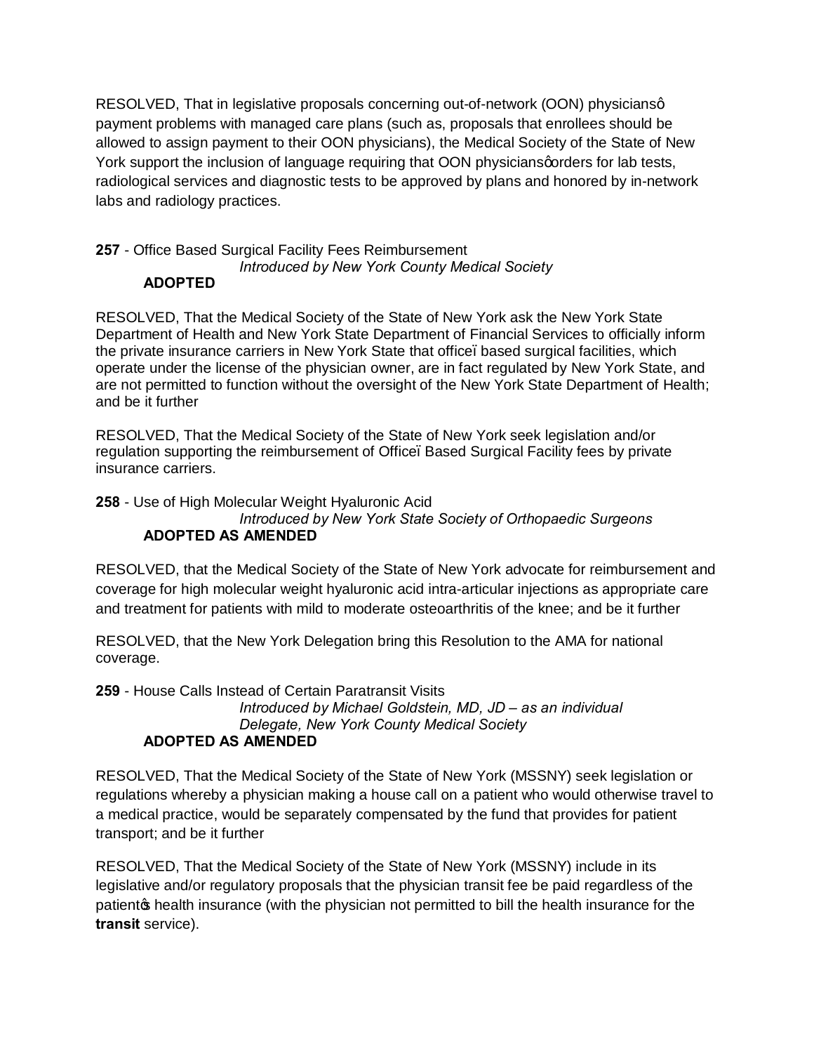RESOLVED, That in legislative proposals concerning out-of-network (OON) physiciansô payment problems with managed care plans (such as, proposals that enrollees should be allowed to assign payment to their OON physicians), the Medical Society of the State of New York support the inclusion of language requiring that OON physiciansqorders for lab tests, radiological services and diagnostic tests to be approved by plans and honored by in-network labs and radiology practices.

**257** - Office Based Surgical Facility Fees Reimbursement
*Introduced by New York County Medical Society*
**ADOPTED**

RESOLVED, That the Medical Society of the State of New York ask the New York State Department of Health and New York State Department of Financial Services to officially inform the private insurance carriers in New York State that officeïbased surgical facilities, which operate under the license of the physician owner, are in fact regulated by New York State, and are not permitted to function without the oversight of the New York State Department of Health; and be it further

RESOLVED, That the Medical Society of the State of New York seek legislation and/or regulation supporting the reimbursement of Officeï Based Surgical Facility fees by private insurance carriers.

**258** - Use of High Molecular Weight Hyaluronic Acid
*Introduced by New York State Society of Orthopaedic Surgeons*
**ADOPTED AS AMENDED**

RESOLVED, that the Medical Society of the State of New York advocate for reimbursement and coverage for high molecular weight hyaluronic acid intra-articular injections as appropriate care and treatment for patients with mild to moderate osteoarthritis of the knee; and be it further

RESOLVED, that the New York Delegation bring this Resolution to the AMA for national coverage.

**259** - House Calls Instead of Certain Paratransit Visits
*Introduced by Michael Goldstein, MD, JD – as an individual Delegate, New York County Medical Society*
**ADOPTED AS AMENDED**

RESOLVED, That the Medical Society of the State of New York (MSSNY) seek legislation or regulations whereby a physician making a house call on a patient who would otherwise travel to a medical practice, would be separately compensated by the fund that provides for patient transport; and be it further

RESOLVED, That the Medical Society of the State of New York (MSSNY) include in its legislative and/or regulatory proposals that the physician transit fee be paid regardless of the patientos health insurance (with the physician not permitted to bill the health insurance for the **transit** service).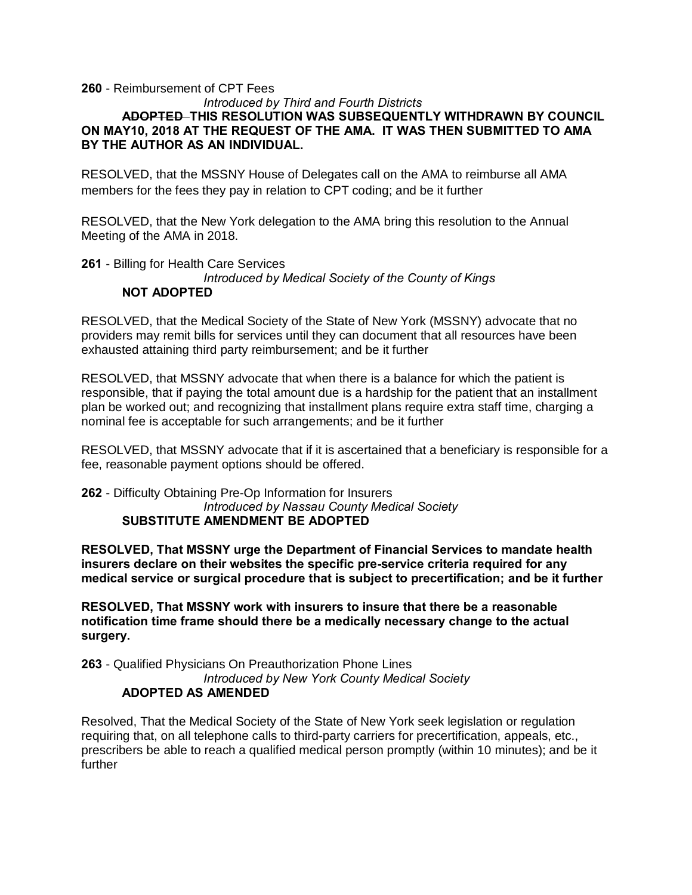**260** - Reimbursement of CPT Fees

*Introduced by Third and Fourth Districts*

**~~ADOPTED~~ THIS RESOLUTION WAS SUBSEQUENTLY WITHDRAWN BY COUNCIL ON MAY10, 2018 AT THE REQUEST OF THE AMA. IT WAS THEN SUBMITTED TO AMA BY THE AUTHOR AS AN INDIVIDUAL.**

RESOLVED, that the MSSNY House of Delegates call on the AMA to reimburse all AMA members for the fees they pay in relation to CPT coding; and be it further

RESOLVED, that the New York delegation to the AMA bring this resolution to the Annual Meeting of the AMA in 2018.

**261** - Billing for Health Care Services

*Introduced by Medical Society of the County of Kings*

**NOT ADOPTED**

RESOLVED, that the Medical Society of the State of New York (MSSNY) advocate that no providers may remit bills for services until they can document that all resources have been exhausted attaining third party reimbursement; and be it further

RESOLVED, that MSSNY advocate that when there is a balance for which the patient is responsible, that if paying the total amount due is a hardship for the patient that an installment plan be worked out; and recognizing that installment plans require extra staff time, charging a nominal fee is acceptable for such arrangements; and be it further

RESOLVED, that MSSNY advocate that if it is ascertained that a beneficiary is responsible for a fee, reasonable payment options should be offered.

**262** - Difficulty Obtaining Pre-Op Information for Insurers

*Introduced by Nassau County Medical Society*

**SUBSTITUTE AMENDMENT BE ADOPTED**

**RESOLVED, That MSSNY urge the Department of Financial Services to mandate health insurers declare on their websites the specific pre-service criteria required for any medical service or surgical procedure that is subject to precertification; and be it further**

**RESOLVED, That MSSNY work with insurers to insure that there be a reasonable notification time frame should there be a medically necessary change to the actual surgery.**

**263** - Qualified Physicians On Preauthorization Phone Lines

*Introduced by New York County Medical Society*

**ADOPTED AS AMENDED**

Resolved, That the Medical Society of the State of New York seek legislation or regulation requiring that, on all telephone calls to third-party carriers for precertification, appeals, etc., prescribers be able to reach a qualified medical person promptly (within 10 minutes); and be it further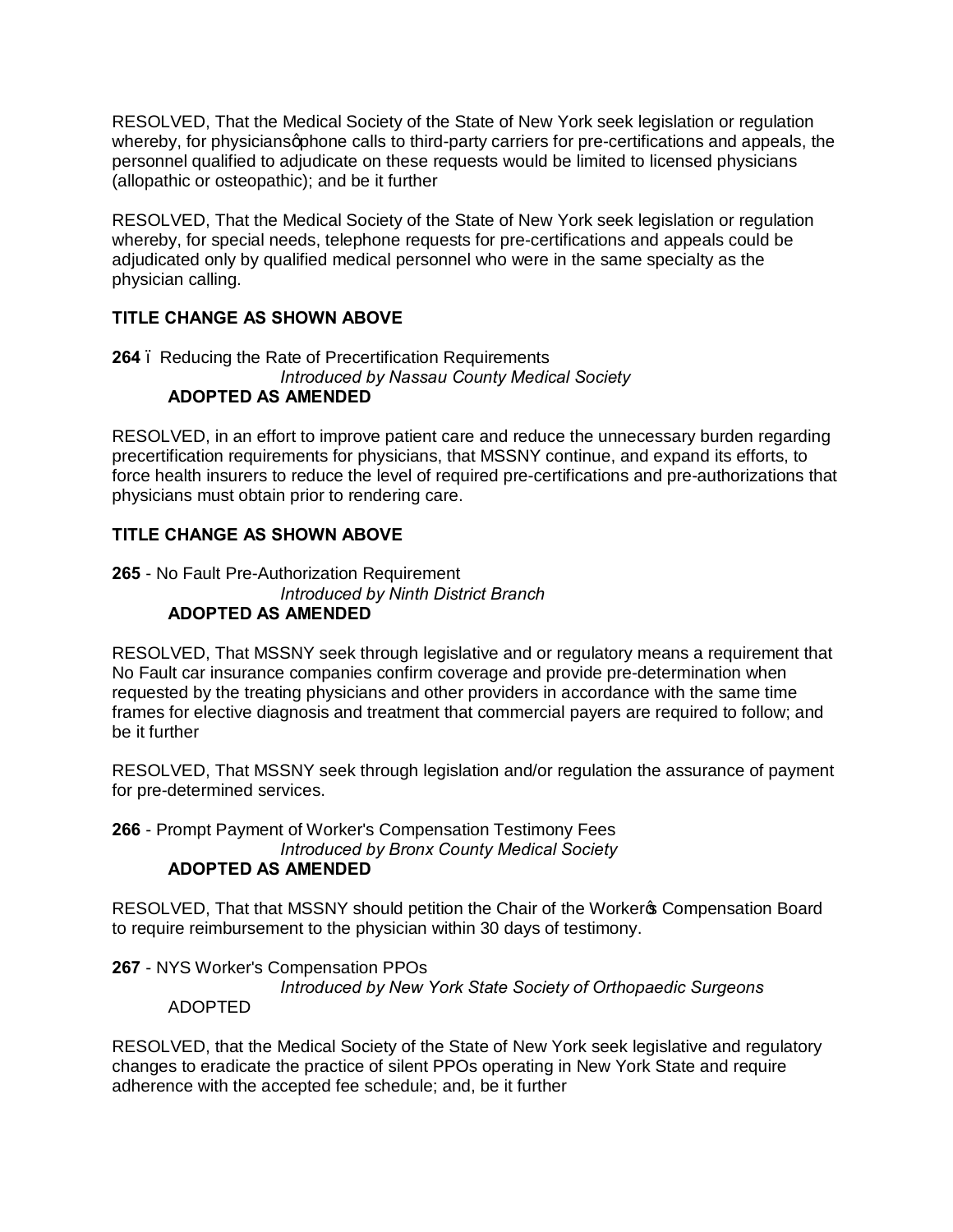RESOLVED, That the Medical Society of the State of New York seek legislation or regulation whereby, for physiciansqphone calls to third-party carriers for pre-certifications and appeals, the personnel qualified to adjudicate on these requests would be limited to licensed physicians (allopathic or osteopathic); and be it further

RESOLVED, That the Medical Society of the State of New York seek legislation or regulation whereby, for special needs, telephone requests for pre-certifications and appeals could be adjudicated only by qualified medical personnel who were in the same specialty as the physician calling.

**TITLE CHANGE AS SHOWN ABOVE**

**264** – Reducing the Rate of Precertification Requirements
*Introduced by Nassau County Medical Society*
**ADOPTED AS AMENDED**

RESOLVED, in an effort to improve patient care and reduce the unnecessary burden regarding precertification requirements for physicians, that MSSNY continue, and expand its efforts, to force health insurers to reduce the level of required pre-certifications and pre-authorizations that physicians must obtain prior to rendering care.

**TITLE CHANGE AS SHOWN ABOVE**

**265** - No Fault Pre-Authorization Requirement
*Introduced by Ninth District Branch*
**ADOPTED AS AMENDED**

RESOLVED, That MSSNY seek through legislative and or regulatory means a requirement that No Fault car insurance companies confirm coverage and provide pre-determination when requested by the treating physicians and other providers in accordance with the same time frames for elective diagnosis and treatment that commercial payers are required to follow; and be it further

RESOLVED, That MSSNY seek through legislation and/or regulation the assurance of payment for pre-determined services.

**266** - Prompt Payment of Worker's Compensation Testimony Fees
*Introduced by Bronx County Medical Society*
**ADOPTED AS AMENDED**

RESOLVED, That that MSSNY should petition the Chair of the Worker's Compensation Board to require reimbursement to the physician within 30 days of testimony.

**267** - NYS Worker's Compensation PPOs
*Introduced by New York State Society of Orthopaedic Surgeons*
ADOPTED

RESOLVED, that the Medical Society of the State of New York seek legislative and regulatory changes to eradicate the practice of silent PPOs operating in New York State and require adherence with the accepted fee schedule; and, be it further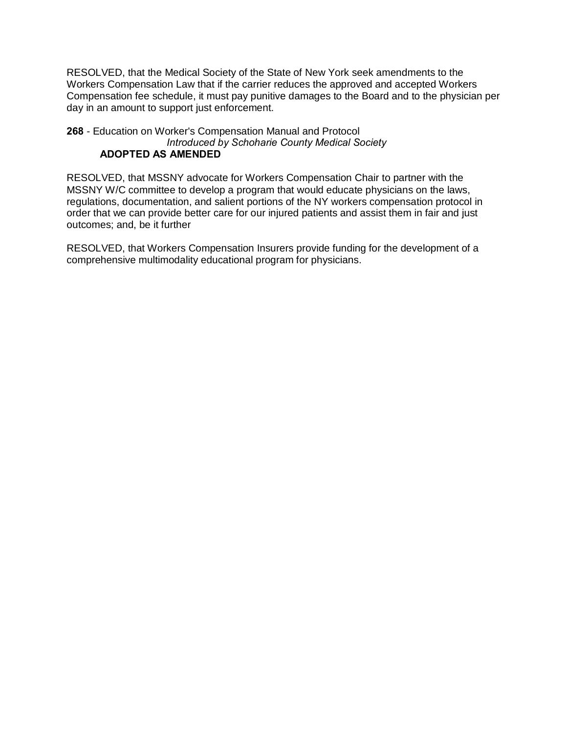RESOLVED, that the Medical Society of the State of New York seek amendments to the Workers Compensation Law that if the carrier reduces the approved and accepted Workers Compensation fee schedule, it must pay punitive damages to the Board and to the physician per day in an amount to support just enforcement.

**268** - Education on Worker's Compensation Manual and Protocol

*Introduced by Schoharie County Medical Society*

**ADOPTED AS AMENDED**

RESOLVED, that MSSNY advocate for Workers Compensation Chair to partner with the MSSNY W/C committee to develop a program that would educate physicians on the laws, regulations, documentation, and salient portions of the NY workers compensation protocol in order that we can provide better care for our injured patients and assist them in fair and just outcomes; and, be it further

RESOLVED, that Workers Compensation Insurers provide funding for the development of a comprehensive multimodality educational program for physicians.